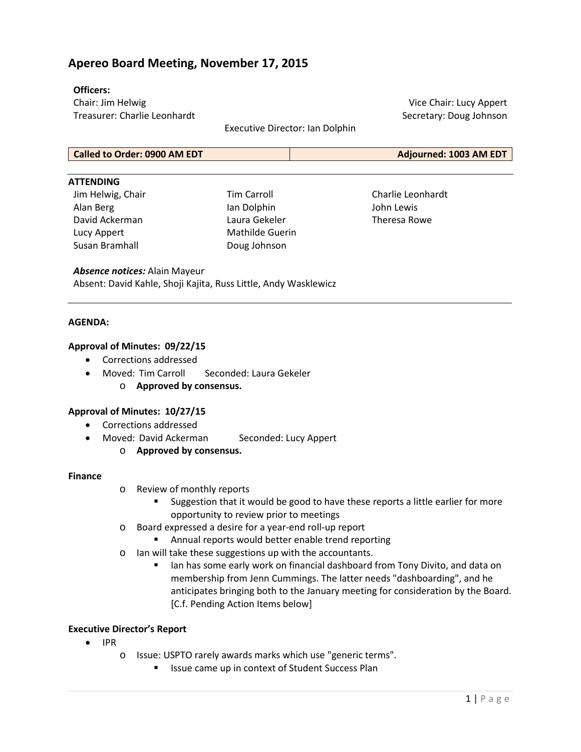# Apereo Board Meeting, November 17, 2015

**Officers:**

Chair: Jim Helwig
Vice Chair: Lucy Appert
Treasurer: Charlie Leonhardt
Secretary: Doug Johnson
Executive Director: Ian Dolphin

| Called to Order: 0900 AM EDT | Adjourned: 1003 AM EDT |
|---|---|

**ATTENDING**

Jim Helwig, Chair
Alan Berg
David Ackerman
Lucy Appert
Susan Bramhall
Tim Carroll
Ian Dolphin
Laura Gekeler
Mathilde Guerin
Doug Johnson
Charlie Leonhardt
John Lewis
Theresa Rowe

***Absence notices:*** Alain Mayeur
Absent: David Kahle, Shoji Kajita, Russ Little, Andy Wasklewicz

**AGENDA:**

**Approval of Minutes: 09/22/15**

- Corrections addressed
- Moved: Tim Carroll Seconded: Laura Gekeler
  - **Approved by consensus.**

**Approval of Minutes: 10/27/15**

- Corrections addressed
- Moved: David Ackerman Seconded: Lucy Appert
  - **Approved by consensus.**

**Finance**

- Review of monthly reports
  - Suggestion that it would be good to have these reports a little earlier for more opportunity to review prior to meetings
- Board expressed a desire for a year-end roll-up report
  - Annual reports would better enable trend reporting
- Ian will take these suggestions up with the accountants.
  - Ian has some early work on financial dashboard from Tony Divito, and data on membership from Jenn Cummings. The latter needs "dashboarding", and he anticipates bringing both to the January meeting for consideration by the Board. [C.f. Pending Action Items below]

**Executive Director's Report**

- IPR
  - Issue: USPTO rarely awards marks which use "generic terms".
    - Issue came up in context of Student Success Plan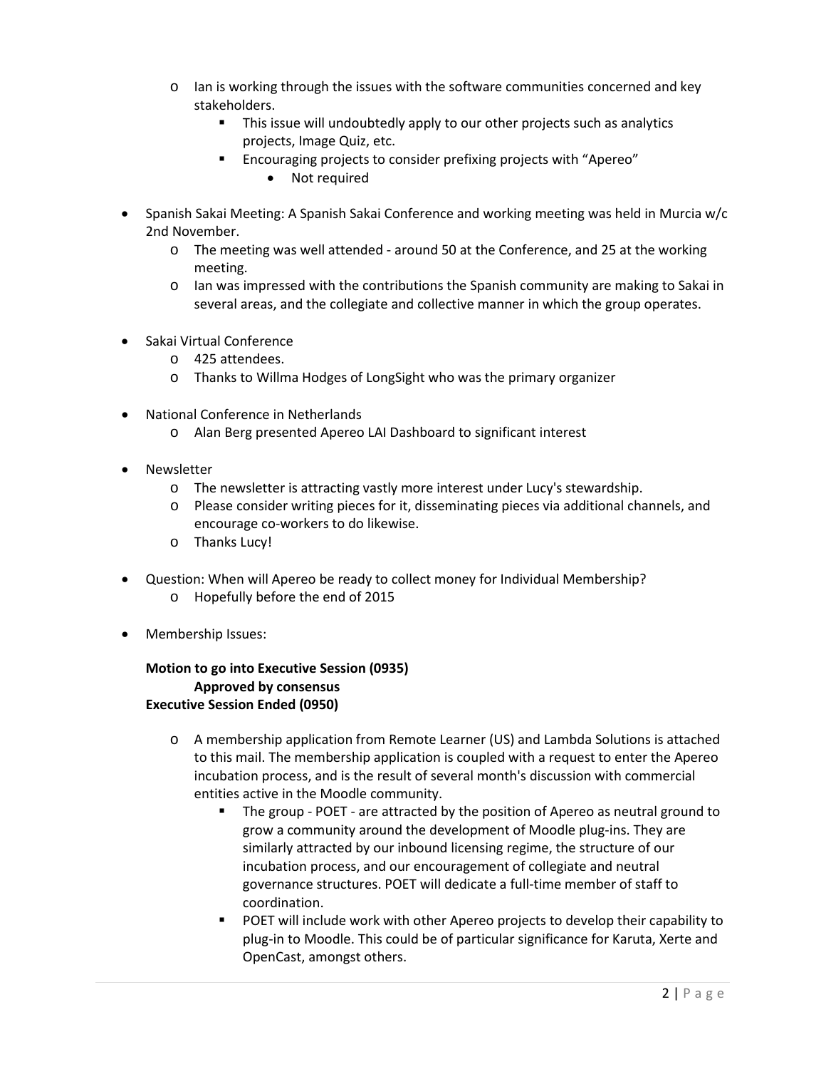- Ian is working through the issues with the software communities concerned and key stakeholders.
  - This issue will undoubtedly apply to our other projects such as analytics projects, Image Quiz, etc.
  - Encouraging projects to consider prefixing projects with "Apereo"
    - Not required

- Spanish Sakai Meeting: A Spanish Sakai Conference and working meeting was held in Murcia w/c 2nd November.
  - The meeting was well attended - around 50 at the Conference, and 25 at the working meeting.
  - Ian was impressed with the contributions the Spanish community are making to Sakai in several areas, and the collegiate and collective manner in which the group operates.

- Sakai Virtual Conference
  - 425 attendees.
  - Thanks to Willma Hodges of LongSight who was the primary organizer

- National Conference in Netherlands
  - Alan Berg presented Apereo LAI Dashboard to significant interest

- Newsletter
  - The newsletter is attracting vastly more interest under Lucy's stewardship.
  - Please consider writing pieces for it, disseminating pieces via additional channels, and encourage co-workers to do likewise.
  - Thanks Lucy!

- Question: When will Apereo be ready to collect money for Individual Membership?
  - Hopefully before the end of 2015

- Membership Issues:

  **Motion to go into Executive Session (0935)**
  
  **Approved by consensus**
  
  **Executive Session Ended (0950)**

  - A membership application from Remote Learner (US) and Lambda Solutions is attached to this mail. The membership application is coupled with a request to enter the Apereo incubation process, and is the result of several month's discussion with commercial entities active in the Moodle community.
    - The group - POET - are attracted by the position of Apereo as neutral ground to grow a community around the development of Moodle plug-ins. They are similarly attracted by our inbound licensing regime, the structure of our incubation process, and our encouragement of collegiate and neutral governance structures. POET will dedicate a full-time member of staff to coordination.
    - POET will include work with other Apereo projects to develop their capability to plug-in to Moodle. This could be of particular significance for Karuta, Xerte and OpenCast, amongst others.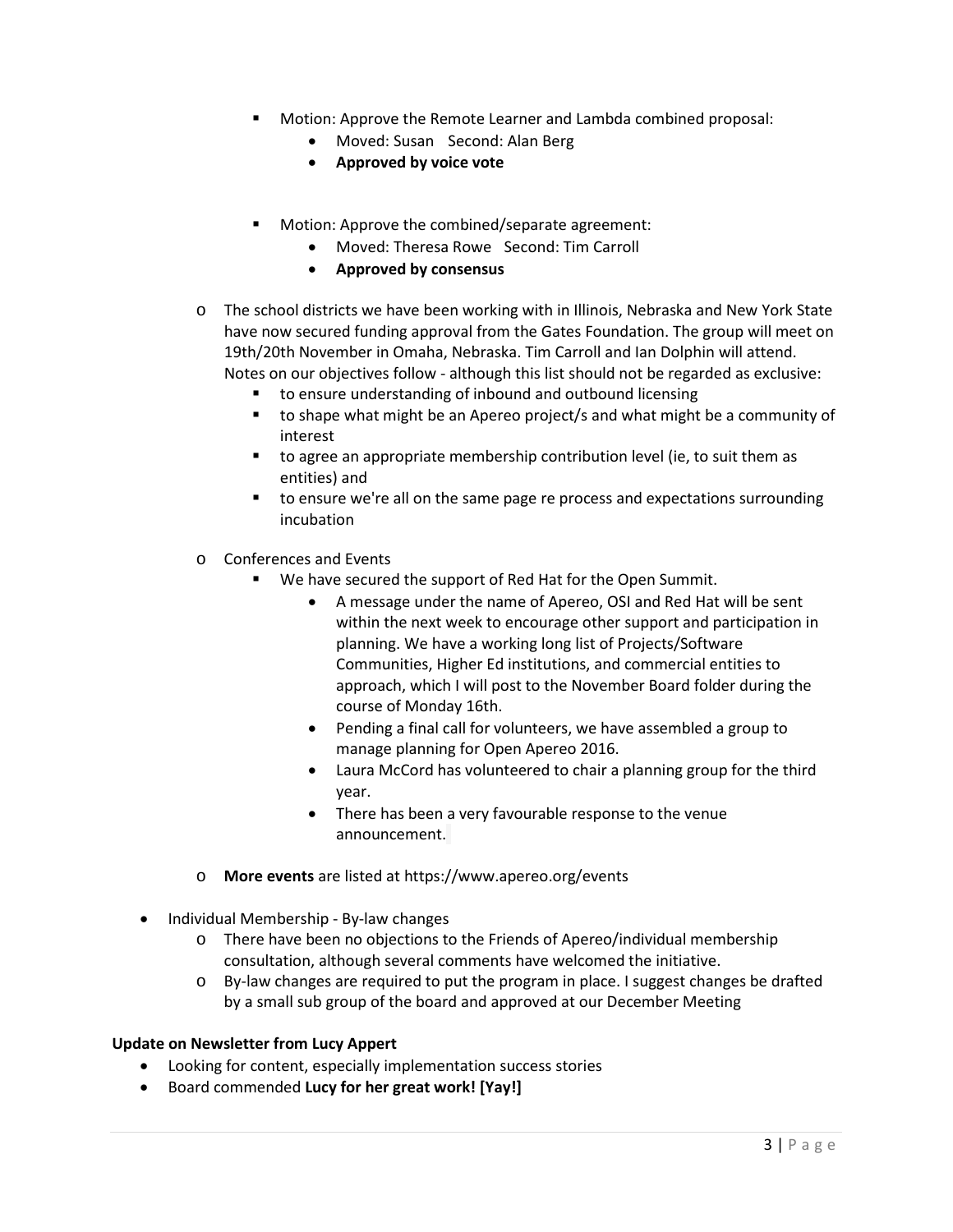- Motion: Approve the Remote Learner and Lambda combined proposal:
            - Moved: Susan   Second: Alan Berg
            - **Approved by voice vote**

        - Motion: Approve the combined/separate agreement:
            - Moved: Theresa Rowe   Second: Tim Carroll
            - **Approved by consensus**

    - The school districts we have been working with in Illinois, Nebraska and New York State have now secured funding approval from the Gates Foundation. The group will meet on 19th/20th November in Omaha, Nebraska. Tim Carroll and Ian Dolphin will attend. Notes on our objectives follow - although this list should not be regarded as exclusive:
        - to ensure understanding of inbound and outbound licensing
        - to shape what might be an Apereo project/s and what might be a community of interest
        - to agree an appropriate membership contribution level (ie, to suit them as entities) and
        - to ensure we're all on the same page re process and expectations surrounding incubation

    - Conferences and Events
        - We have secured the support of Red Hat for the Open Summit.
            - A message under the name of Apereo, OSI and Red Hat will be sent within the next week to encourage other support and participation in planning. We have a working long list of Projects/Software Communities, Higher Ed institutions, and commercial entities to approach, which I will post to the November Board folder during the course of Monday 16th.
            - Pending a final call for volunteers, we have assembled a group to manage planning for Open Apereo 2016.
            - Laura McCord has volunteered to chair a planning group for the third year.
            - There has been a very favourable response to the venue announcement.

    - **More events** are listed at https://www.apereo.org/events

- Individual Membership - By-law changes
    - There have been no objections to the Friends of Apereo/individual membership consultation, although several comments have welcomed the initiative.
    - By-law changes are required to put the program in place. I suggest changes be drafted by a small sub group of the board and approved at our December Meeting

**Update on Newsletter from Lucy Appert**

- Looking for content, especially implementation success stories
- Board commended **Lucy for her great work! [Yay!]**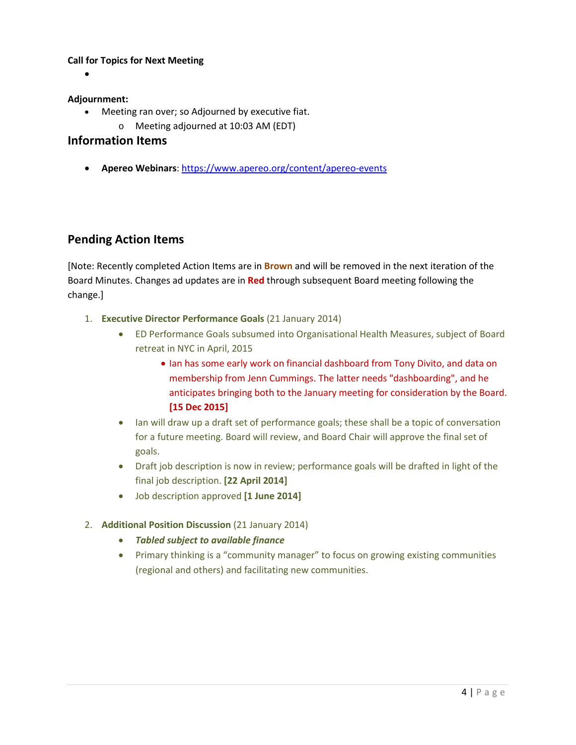**Call for Topics for Next Meeting**

- 

**Adjournment:**

- Meeting ran over; so Adjourned by executive fiat.
    - Meeting adjourned at 10:03 AM (EDT)

## Information Items

- **Apereo Webinars**: https://www.apereo.org/content/apereo-events

## Pending Action Items

[Note: Recently completed Action Items are in **Brown** and will be removed in the next iteration of the Board Minutes. Changes ad updates are in **Red** through subsequent Board meeting following the change.]

1. **Executive Director Performance Goals** (21 January 2014)
    - ED Performance Goals subsumed into Organisational Health Measures, subject of Board retreat in NYC in April, 2015
        - Ian has some early work on financial dashboard from Tony Divito, and data on membership from Jenn Cummings. The latter needs "dashboarding", and he anticipates bringing both to the January meeting for consideration by the Board. **[15 Dec 2015]**
    - Ian will draw up a draft set of performance goals; these shall be a topic of conversation for a future meeting. Board will review, and Board Chair will approve the final set of goals.
    - Draft job description is now in review; performance goals will be drafted in light of the final job description. **[22 April 2014]**
    - Job description approved **[1 June 2014]**

2. **Additional Position Discussion** (21 January 2014)
    - ***Tabled subject to available finance***
    - Primary thinking is a "community manager" to focus on growing existing communities (regional and others) and facilitating new communities.